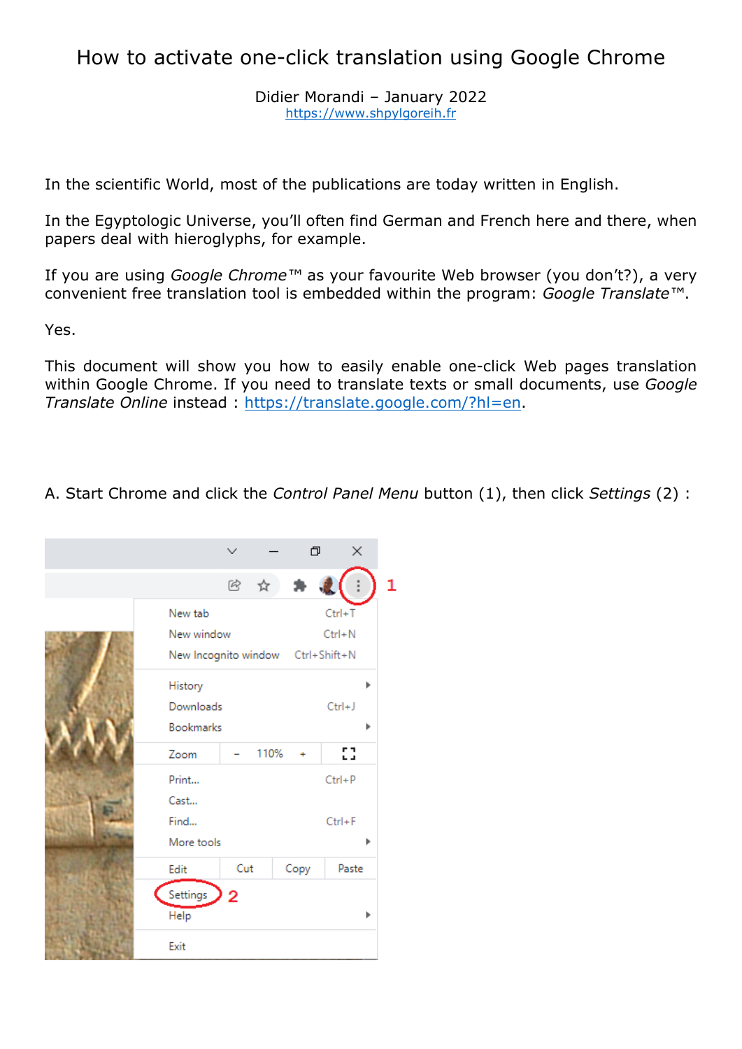# How to activate one-click translation using Google Chrome

Didier Morandi – January 2022
https://www.shpylgoreih.fr

In the scientific World, most of the publications are today written in English.

In the Egyptologic Universe, you'll often find German and French here and there, when papers deal with hieroglyphs, for example.

If you are using *Google Chrome*™ as your favourite Web browser (you don't?), a very convenient free translation tool is embedded within the program: *Google Translate*™.

Yes.

This document will show you how to easily enable one-click Web pages translation within Google Chrome. If you need to translate texts or small documents, use *Google Translate Online* instead : https://translate.google.com/?hl=en.

A. Start Chrome and click the *Control Panel Menu* button (1), then click *Settings* (2) :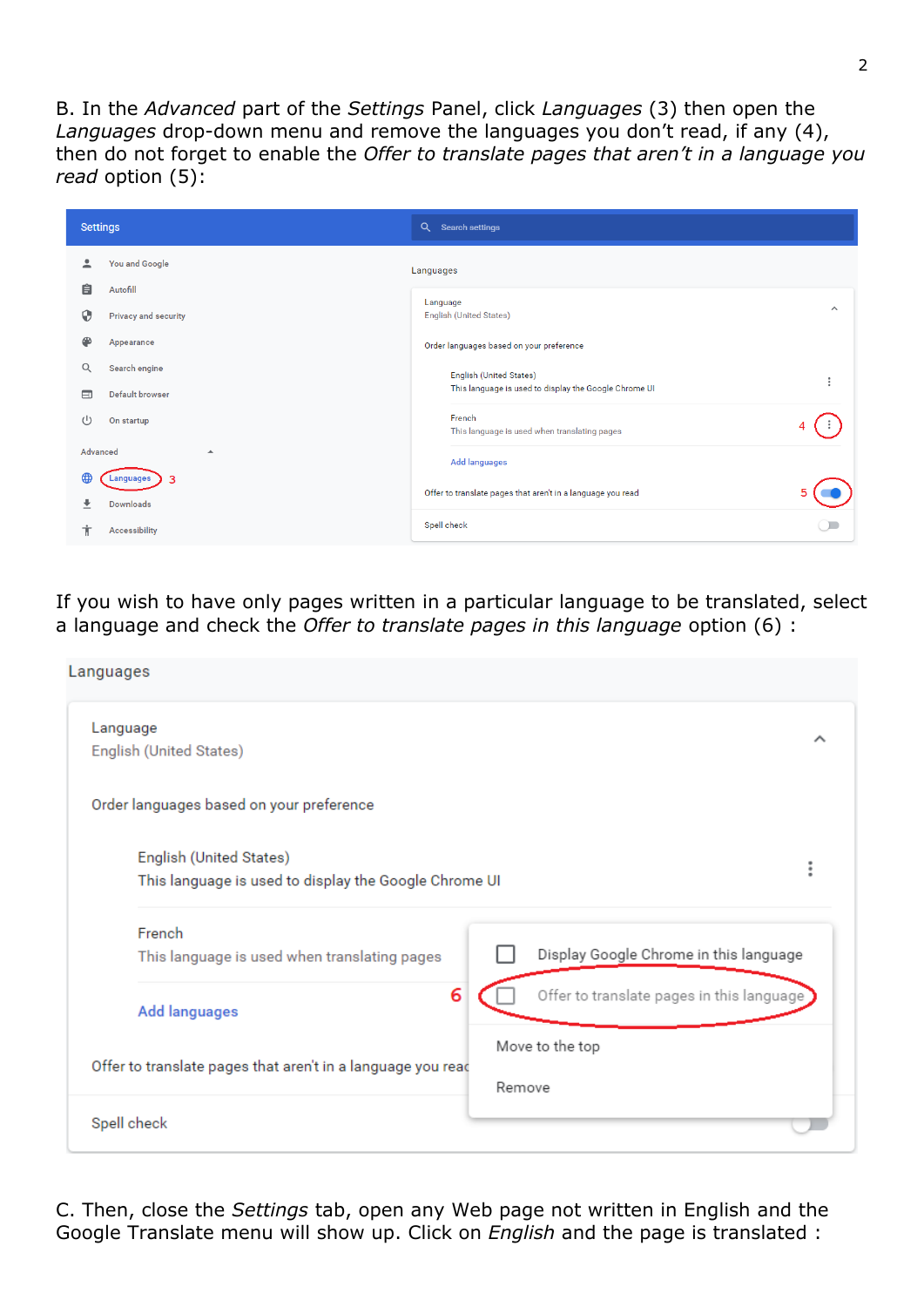B. In the *Advanced* part of the *Settings* Panel, click *Languages* (3) then open the *Languages* drop-down menu and remove the languages you don't read, if any (4), then do not forget to enable the *Offer to translate pages that aren't in a language you read* option (5):

If you wish to have only pages written in a particular language to be translated, select a language and check the *Offer to translate pages in this language* option (6) :

C. Then, close the *Settings* tab, open any Web page not written in English and the Google Translate menu will show up. Click on *English* and the page is translated :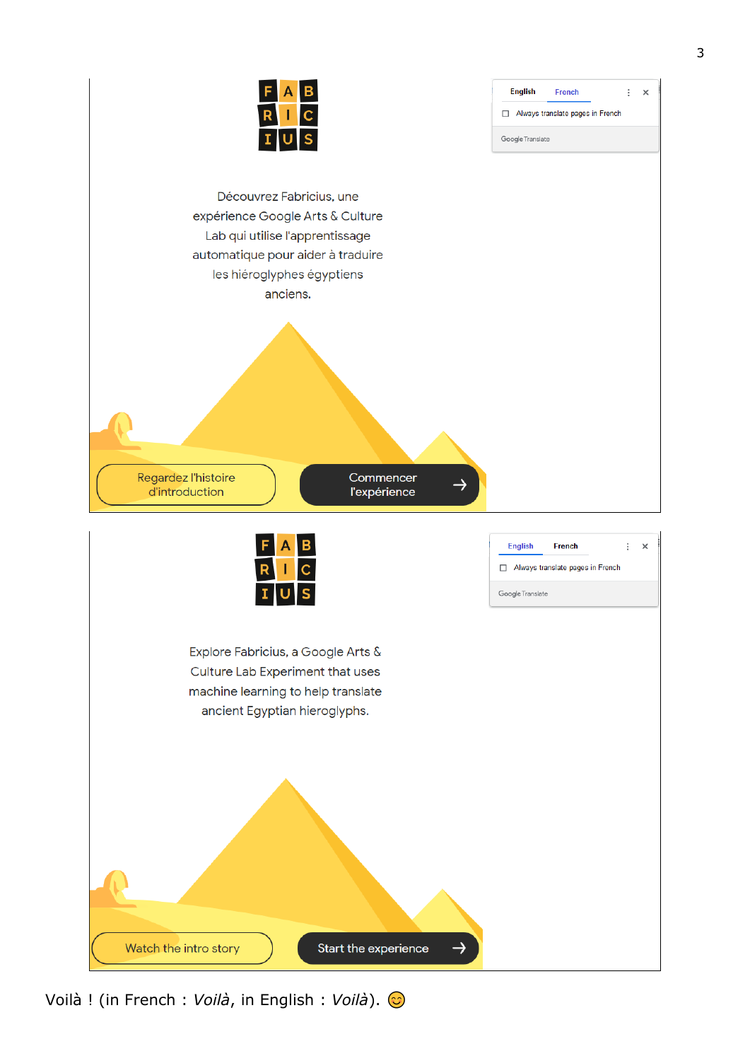F A B
R I C
I U S

Découvrez Fabricius, une expérience Google Arts & Culture Lab qui utilise l'apprentissage automatique pour aider à traduire les hiéroglyphes égyptiens anciens.

Regardez l'histoire d'introduction

Commencer l'expérience →

English | French

Always translate pages in French

Google Translate

F A B
R I C
I U S

Explore Fabricius, a Google Arts & Culture Lab Experiment that uses machine learning to help translate ancient Egyptian hieroglyphs.

Watch the intro story

Start the experience →

English | French

Always translate pages in French

Google Translate

Voilà ! (in French : *Voilà*, in English : *Voilà*). 😊